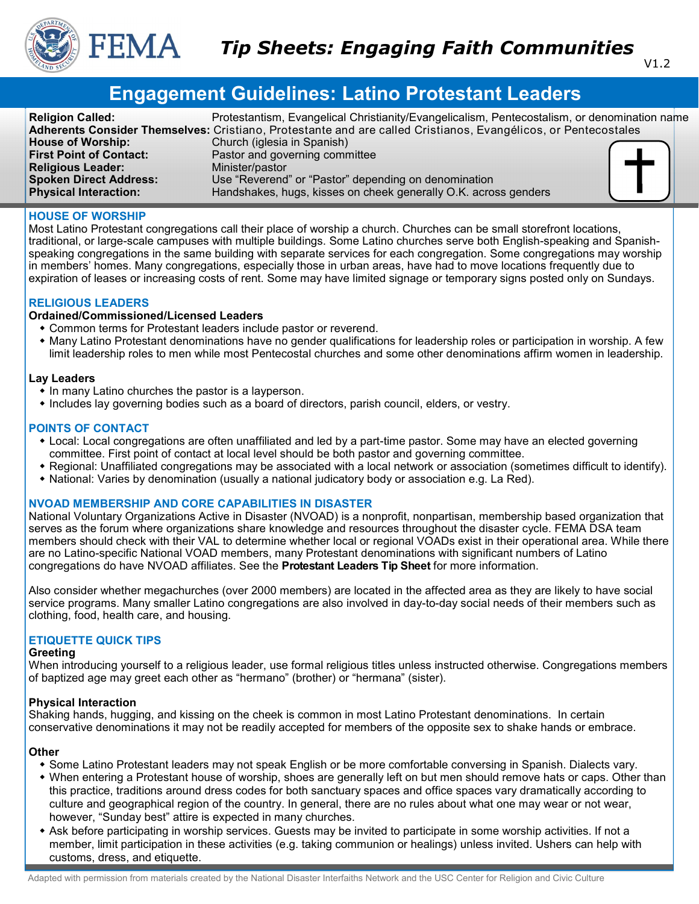# Tip Sheets: Engaging Faith Communities

V1.2

## Engagement Guidelines: Latino Protestant Leaders

| | |
|---|---|
| **Religion Called:** | Protestantism, Evangelical Christianity/Evangelicalism, Pentecostalism, or denomination name |
| **Adherents Consider Themselves:** | Cristiano, Protestante and are called Cristianos, Evangélicos, or Pentecostales |
| **House of Worship:** | Church (iglesia in Spanish) |
| **First Point of Contact:** | Pastor and governing committee |
| **Religious Leader:** | Minister/pastor |
| **Spoken Direct Address:** | Use “Reverend” or “Pastor” depending on denomination |
| **Physical Interaction:** | Handshakes, hugs, kisses on cheek generally O.K. across genders |

### HOUSE OF WORSHIP

Most Latino Protestant congregations call their place of worship a church. Churches can be small storefront locations, traditional, or large-scale campuses with multiple buildings. Some Latino churches serve both English-speaking and Spanish-speaking congregations in the same building with separate services for each congregation. Some congregations may worship in members' homes. Many congregations, especially those in urban areas, have had to move locations frequently due to expiration of leases or increasing costs of rent. Some may have limited signage or temporary signs posted only on Sundays.

### RELIGIOUS LEADERS

**Ordained/Commissioned/Licensed Leaders**

- Common terms for Protestant leaders include pastor or reverend.
- Many Latino Protestant denominations have no gender qualifications for leadership roles or participation in worship. A few limit leadership roles to men while most Pentecostal churches and some other denominations affirm women in leadership.

**Lay Leaders**

- In many Latino churches the pastor is a layperson.
- Includes lay governing bodies such as a board of directors, parish council, elders, or vestry.

### POINTS OF CONTACT

- Local: Local congregations are often unaffiliated and led by a part-time pastor. Some may have an elected governing committee. First point of contact at local level should be both pastor and governing committee.
- Regional: Unaffiliated congregations may be associated with a local network or association (sometimes difficult to identify).
- National: Varies by denomination (usually a national judicatory body or association e.g. La Red).

### NVOAD MEMBERSHIP AND CORE CAPABILITIES IN DISASTER

National Voluntary Organizations Active in Disaster (NVOAD) is a nonprofit, nonpartisan, membership based organization that serves as the forum where organizations share knowledge and resources throughout the disaster cycle. FEMA DSA team members should check with their VAL to determine whether local or regional VOADs exist in their operational area. While there are no Latino-specific National VOAD members, many Protestant denominations with significant numbers of Latino congregations do have NVOAD affiliates. See the **Protestant Leaders Tip Sheet** for more information.

Also consider whether megachurches (over 2000 members) are located in the affected area as they are likely to have social service programs. Many smaller Latino congregations are also involved in day-to-day social needs of their members such as clothing, food, health care, and housing.

### ETIQUETTE QUICK TIPS

**Greeting**

When introducing yourself to a religious leader, use formal religious titles unless instructed otherwise. Congregations members of baptized age may greet each other as “hermano” (brother) or “hermana” (sister).

**Physical Interaction**

Shaking hands, hugging, and kissing on the cheek is common in most Latino Protestant denominations. In certain conservative denominations it may not be readily accepted for members of the opposite sex to shake hands or embrace.

**Other**

- Some Latino Protestant leaders may not speak English or be more comfortable conversing in Spanish. Dialects vary.
- When entering a Protestant house of worship, shoes are generally left on but men should remove hats or caps. Other than this practice, traditions around dress codes for both sanctuary spaces and office spaces vary dramatically according to culture and geographical region of the country. In general, there are no rules about what one may wear or not wear, however, “Sunday best” attire is expected in many churches.
- Ask before participating in worship services. Guests may be invited to participate in some worship activities. If not a member, limit participation in these activities (e.g. taking communion or healings) unless invited. Ushers can help with customs, dress, and etiquette.

Adapted with permission from materials created by the National Disaster Interfaiths Network and the USC Center for Religion and Civic Culture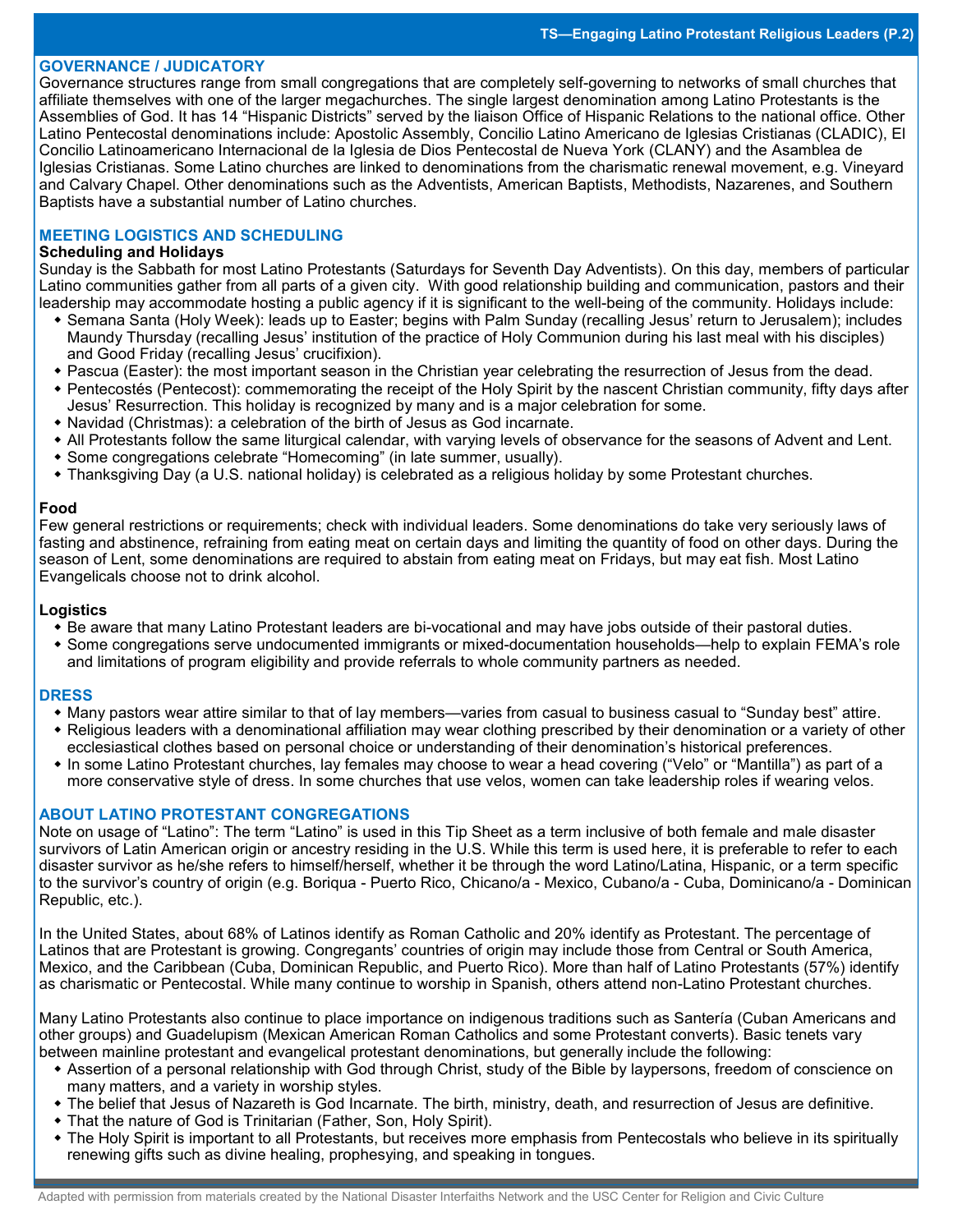## GOVERNANCE / JUDICATORY

Governance structures range from small congregations that are completely self-governing to networks of small churches that affiliate themselves with one of the larger megachurches. The single largest denomination among Latino Protestants is the Assemblies of God. It has 14 "Hispanic Districts" served by the liaison Office of Hispanic Relations to the national office. Other Latino Pentecostal denominations include: Apostolic Assembly, Concilio Latino Americano de Iglesias Cristianas (CLADIC), El Concilio Latinoamericano Internacional de la Iglesia de Dios Pentecostal de Nueva York (CLANY) and the Asamblea de Iglesias Cristianas. Some Latino churches are linked to denominations from the charismatic renewal movement, e.g. Vineyard and Calvary Chapel. Other denominations such as the Adventists, American Baptists, Methodists, Nazarenes, and Southern Baptists have a substantial number of Latino churches.

## MEETING LOGISTICS AND SCHEDULING

### Scheduling and Holidays

Sunday is the Sabbath for most Latino Protestants (Saturdays for Seventh Day Adventists). On this day, members of particular Latino communities gather from all parts of a given city. With good relationship building and communication, pastors and their leadership may accommodate hosting a public agency if it is significant to the well-being of the community. Holidays include:

- Semana Santa (Holy Week): leads up to Easter; begins with Palm Sunday (recalling Jesus' return to Jerusalem); includes Maundy Thursday (recalling Jesus' institution of the practice of Holy Communion during his last meal with his disciples) and Good Friday (recalling Jesus' crucifixion).
- Pascua (Easter): the most important season in the Christian year celebrating the resurrection of Jesus from the dead.
- Pentecostés (Pentecost): commemorating the receipt of the Holy Spirit by the nascent Christian community, fifty days after Jesus' Resurrection. This holiday is recognized by many and is a major celebration for some.
- Navidad (Christmas): a celebration of the birth of Jesus as God incarnate.
- All Protestants follow the same liturgical calendar, with varying levels of observance for the seasons of Advent and Lent.
- Some congregations celebrate "Homecoming" (in late summer, usually).
- Thanksgiving Day (a U.S. national holiday) is celebrated as a religious holiday by some Protestant churches.

### Food

Few general restrictions or requirements; check with individual leaders. Some denominations do take very seriously laws of fasting and abstinence, refraining from eating meat on certain days and limiting the quantity of food on other days. During the season of Lent, some denominations are required to abstain from eating meat on Fridays, but may eat fish. Most Latino Evangelicals choose not to drink alcohol.

### Logistics

- Be aware that many Latino Protestant leaders are bi-vocational and may have jobs outside of their pastoral duties.
- Some congregations serve undocumented immigrants or mixed-documentation households—help to explain FEMA's role and limitations of program eligibility and provide referrals to whole community partners as needed.

## DRESS

- Many pastors wear attire similar to that of lay members—varies from casual to business casual to "Sunday best" attire.
- Religious leaders with a denominational affiliation may wear clothing prescribed by their denomination or a variety of other ecclesiastical clothes based on personal choice or understanding of their denomination's historical preferences.
- In some Latino Protestant churches, lay females may choose to wear a head covering ("Velo" or "Mantilla") as part of a more conservative style of dress. In some churches that use velos, women can take leadership roles if wearing velos.

## ABOUT LATINO PROTESTANT CONGREGATIONS

Note on usage of "Latino": The term "Latino" is used in this Tip Sheet as a term inclusive of both female and male disaster survivors of Latin American origin or ancestry residing in the U.S. While this term is used here, it is preferable to refer to each disaster survivor as he/she refers to himself/herself, whether it be through the word Latino/Latina, Hispanic, or a term specific to the survivor's country of origin (e.g. Boriqua - Puerto Rico, Chicano/a - Mexico, Cubano/a - Cuba, Dominicano/a - Dominican Republic, etc.).

In the United States, about 68% of Latinos identify as Roman Catholic and 20% identify as Protestant. The percentage of Latinos that are Protestant is growing. Congregants' countries of origin may include those from Central or South America, Mexico, and the Caribbean (Cuba, Dominican Republic, and Puerto Rico). More than half of Latino Protestants (57%) identify as charismatic or Pentecostal. While many continue to worship in Spanish, others attend non-Latino Protestant churches.

Many Latino Protestants also continue to place importance on indigenous traditions such as Santería (Cuban Americans and other groups) and Guadelupism (Mexican American Roman Catholics and some Protestant converts). Basic tenets vary between mainline protestant and evangelical protestant denominations, but generally include the following:

- Assertion of a personal relationship with God through Christ, study of the Bible by laypersons, freedom of conscience on many matters, and a variety in worship styles.
- The belief that Jesus of Nazareth is God Incarnate. The birth, ministry, death, and resurrection of Jesus are definitive.
- That the nature of God is Trinitarian (Father, Son, Holy Spirit).
- The Holy Spirit is important to all Protestants, but receives more emphasis from Pentecostals who believe in its spiritually renewing gifts such as divine healing, prophesying, and speaking in tongues.

Adapted with permission from materials created by the National Disaster Interfaiths Network and the USC Center for Religion and Civic Culture